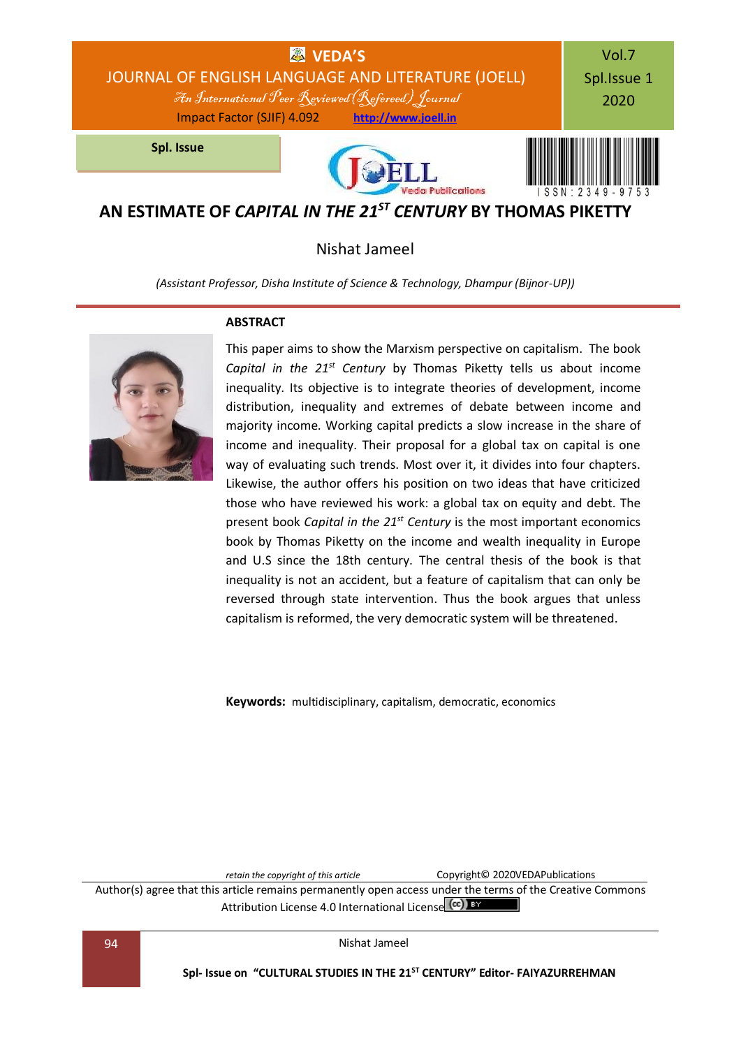# AN ESTIMATE OF *CAPITAL IN THE 21ST CENTURY* BY THOMAS PIKETTY

Nishat Jameel

*(Assistant Professor, Disha Institute of Science & Technology, Dhampur (Bijnor-UP))*

## ABSTRACT

This paper aims to show the Marxism perspective on capitalism. The book *Capital in the 21st Century* by Thomas Piketty tells us about income inequality. Its objective is to integrate theories of development, income distribution, inequality and extremes of debate between income and majority income. Working capital predicts a slow increase in the share of income and inequality. Their proposal for a global tax on capital is one way of evaluating such trends. Most over it, it divides into four chapters. Likewise, the author offers his position on two ideas that have criticized those who have reviewed his work: a global tax on equity and debt. The present book *Capital in the 21st Century* is the most important economics book by Thomas Piketty on the income and wealth inequality in Europe and U.S since the 18th century. The central thesis of the book is that inequality is not an accident, but a feature of capitalism that can only be reversed through state intervention. Thus the book argues that unless capitalism is reformed, the very democratic system will be threatened.

**Keywords:** multidisciplinary, capitalism, democratic, economics

*retain the copyright of this article* Copyright© 2020VEDAPublications

Author(s) agree that this article remains permanently open access under the terms of the Creative Commons Attribution License 4.0 International License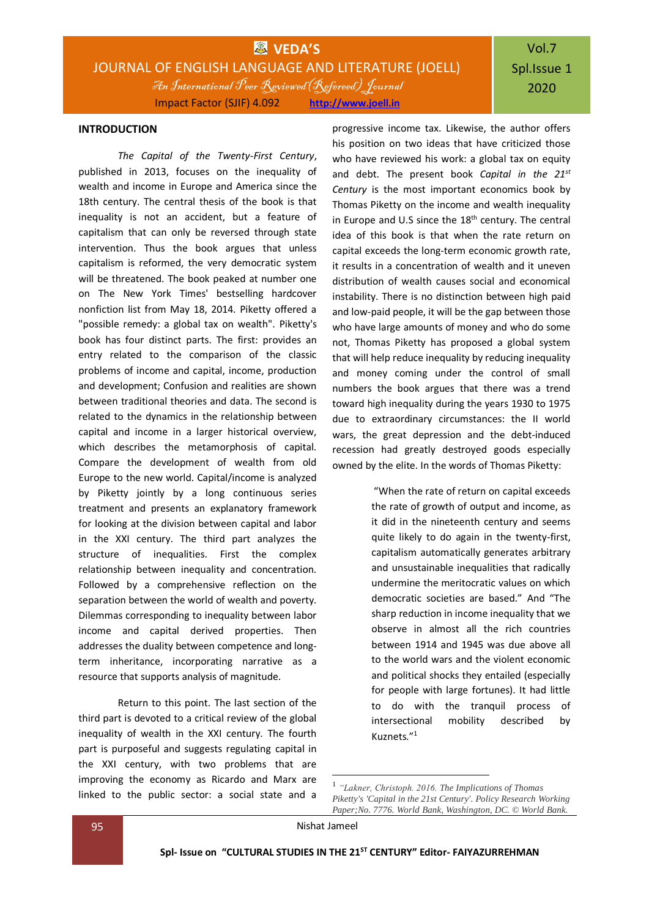## INTRODUCTION

*The Capital of the Twenty-First Century*, published in 2013, focuses on the inequality of wealth and income in Europe and America since the 18th century. The central thesis of the book is that inequality is not an accident, but a feature of capitalism that can only be reversed through state intervention. Thus the book argues that unless capitalism is reformed, the very democratic system will be threatened. The book peaked at number one on The New York Times' bestselling hardcover nonfiction list from May 18, 2014. Piketty offered a "possible remedy: a global tax on wealth". Piketty's book has four distinct parts. The first: provides an entry related to the comparison of the classic problems of income and capital, income, production and development; Confusion and realities are shown between traditional theories and data. The second is related to the dynamics in the relationship between capital and income in a larger historical overview, which describes the metamorphosis of capital. Compare the development of wealth from old Europe to the new world. Capital/income is analyzed by Piketty jointly by a long continuous series treatment and presents an explanatory framework for looking at the division between capital and labor in the XXI century. The third part analyzes the structure of inequalities. First the complex relationship between inequality and concentration. Followed by a comprehensive reflection on the separation between the world of wealth and poverty. Dilemmas corresponding to inequality between labor income and capital derived properties. Then addresses the duality between competence and long-term inheritance, incorporating narrative as a resource that supports analysis of magnitude.

Return to this point. The last section of the third part is devoted to a critical review of the global inequality of wealth in the XXI century. The fourth part is purposeful and suggests regulating capital in the XXI century, with two problems that are improving the economy as Ricardo and Marx are linked to the public sector: a social state and a progressive income tax. Likewise, the author offers his position on two ideas that have criticized those who have reviewed his work: a global tax on equity and debt. The present book *Capital in the 21st Century* is the most important economics book by Thomas Piketty on the income and wealth inequality in Europe and U.S since the 18th century. The central idea of this book is that when the rate return on capital exceeds the long-term economic growth rate, it results in a concentration of wealth and it uneven distribution of wealth causes social and economical instability. There is no distinction between high paid and low-paid people, it will be the gap between those who have large amounts of money and who do some not, Thomas Piketty has proposed a global system that will help reduce inequality by reducing inequality and money coming under the control of small numbers the book argues that there was a trend toward high inequality during the years 1930 to 1975 due to extraordinary circumstances: the II world wars, the great depression and the debt-induced recession had greatly destroyed goods especially owned by the elite. In the words of Thomas Piketty:

> "When the rate of return on capital exceeds the rate of growth of output and income, as it did in the nineteenth century and seems quite likely to do again in the twenty-first, capitalism automatically generates arbitrary and unsustainable inequalities that radically undermine the meritocratic values on which democratic societies are based." And "The sharp reduction in income inequality that we observe in almost all the rich countries between 1914 and 1945 was due above all to the world wars and the violent economic and political shocks they entailed (especially for people with large fortunes). It had little to do with the tranquil process of intersectional mobility described by Kuznets."[1]

---

[1] *"Lakner, Christoph. 2016. The Implications of Thomas Piketty's 'Capital in the 21st Century'. Policy Research Working Paper;No. 7776. World Bank, Washington, DC. © World Bank.*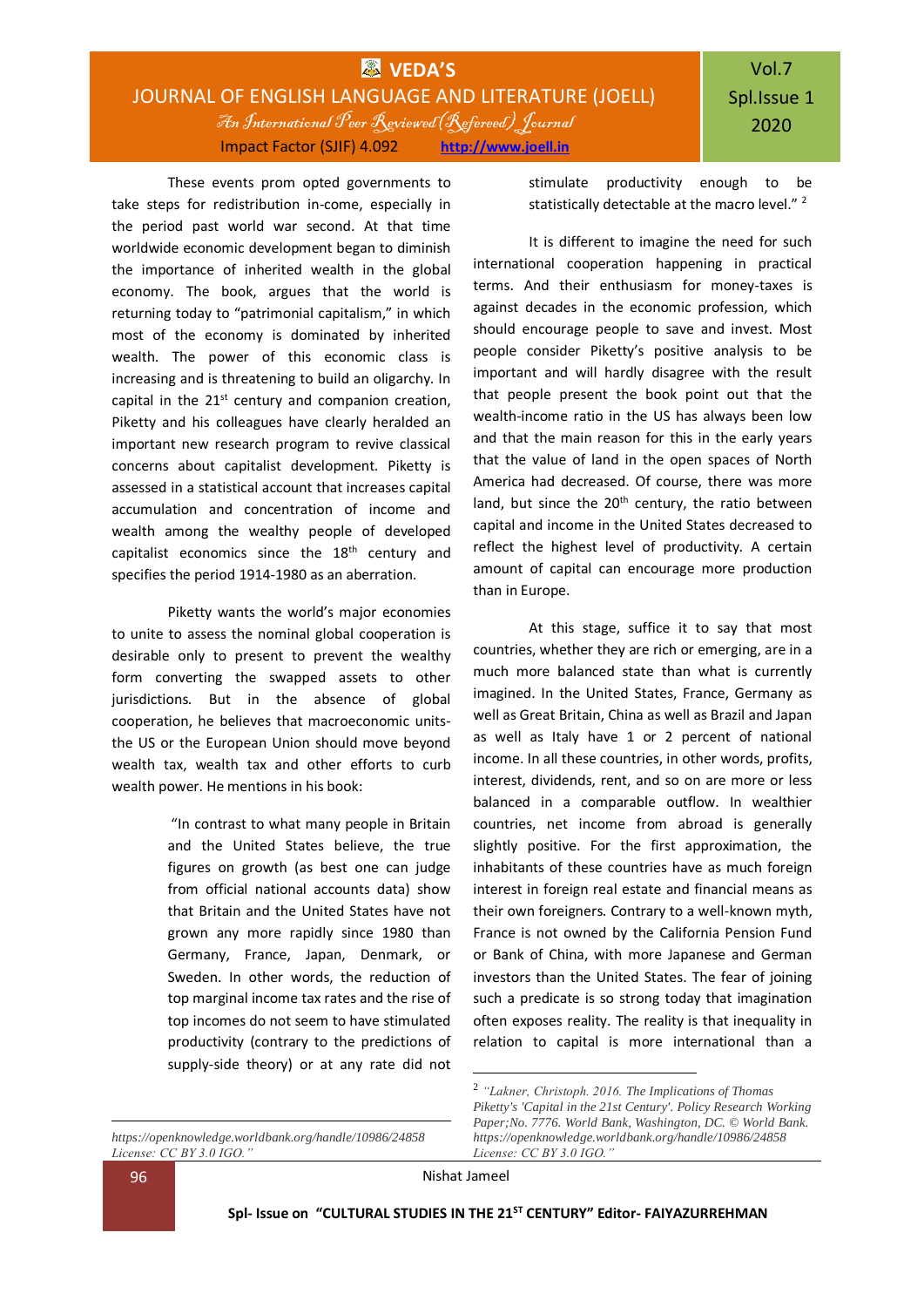These events prom opted governments to take steps for redistribution in-come, especially in the period past world war second. At that time worldwide economic development began to diminish the importance of inherited wealth in the global economy. The book, argues that the world is returning today to "patrimonial capitalism," in which most of the economy is dominated by inherited wealth. The power of this economic class is increasing and is threatening to build an oligarchy. In capital in the 21st century and companion creation, Piketty and his colleagues have clearly heralded an important new research program to revive classical concerns about capitalist development. Piketty is assessed in a statistical account that increases capital accumulation and concentration of income and wealth among the wealthy people of developed capitalist economics since the 18th century and specifies the period 1914-1980 as an aberration.

Piketty wants the world's major economies to unite to assess the nominal global cooperation is desirable only to present to prevent the wealthy form converting the swapped assets to other jurisdictions. But in the absence of global cooperation, he believes that macroeconomic units- the US or the European Union should move beyond wealth tax, wealth tax and other efforts to curb wealth power. He mentions in his book:

> "In contrast to what many people in Britain and the United States believe, the true figures on growth (as best one can judge from official national accounts data) show that Britain and the United States have not grown any more rapidly since 1980 than Germany, France, Japan, Denmark, or Sweden. In other words, the reduction of top marginal income tax rates and the rise of top incomes do not seem to have stimulated productivity (contrary to the predictions of supply-side theory) or at any rate did not stimulate productivity enough to be statistically detectable at the macro level." [2]

It is different to imagine the need for such international cooperation happening in practical terms. And their enthusiasm for money-taxes is against decades in the economic profession, which should encourage people to save and invest. Most people consider Piketty's positive analysis to be important and will hardly disagree with the result that people present the book point out that the wealth-income ratio in the US has always been low and that the main reason for this in the early years that the value of land in the open spaces of North America had decreased. Of course, there was more land, but since the 20th century, the ratio between capital and income in the United States decreased to reflect the highest level of productivity. A certain amount of capital can encourage more production than in Europe.

At this stage, suffice it to say that most countries, whether they are rich or emerging, are in a much more balanced state than what is currently imagined. In the United States, France, Germany as well as Great Britain, China as well as Brazil and Japan as well as Italy have 1 or 2 percent of national income. In all these countries, in other words, profits, interest, dividends, rent, and so on are more or less balanced in a comparable outflow. In wealthier countries, net income from abroad is generally slightly positive. For the first approximation, the inhabitants of these countries have as much foreign interest in foreign real estate and financial means as their own foreigners. Contrary to a well-known myth, France is not owned by the California Pension Fund or Bank of China, with more Japanese and German investors than the United States. The fear of joining such a predicate is so strong today that imagination often exposes reality. The reality is that inequality in relation to capital is more international than a

---

*https://openknowledge.worldbank.org/handle/10986/24858 License: CC BY 3.0 IGO."*

[2] *"Lakner, Christoph. 2016. The Implications of Thomas Piketty's 'Capital in the 21st Century'. Policy Research Working Paper;No. 7776. World Bank, Washington, DC. © World Bank. https://openknowledge.worldbank.org/handle/10986/24858 License: CC BY 3.0 IGO."*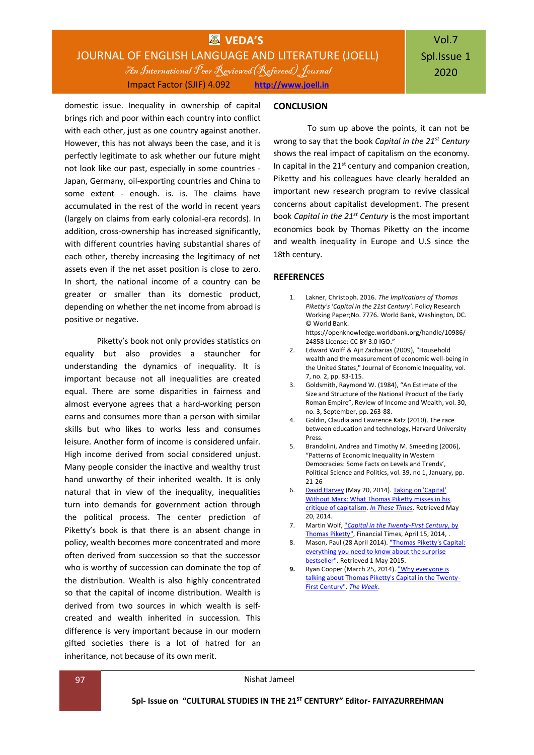domestic issue. Inequality in ownership of capital brings rich and poor within each country into conflict with each other, just as one country against another. However, this has not always been the case, and it is perfectly legitimate to ask whether our future might not look like our past, especially in some countries - Japan, Germany, oil-exporting countries and China to some extent - enough. is. is. The claims have accumulated in the rest of the world in recent years (largely on claims from early colonial-era records). In addition, cross-ownership has increased significantly, with different countries having substantial shares of each other, thereby increasing the legitimacy of net assets even if the net asset position is close to zero. In short, the national income of a country can be greater or smaller than its domestic product, depending on whether the net income from abroad is positive or negative.

Piketty's book not only provides statistics on equality but also provides a stauncher for understanding the dynamics of inequality. It is important because not all inequalities are created equal. There are some disparities in fairness and almost everyone agrees that a hard-working person earns and consumes more than a person with similar skills but who likes to works less and consumes leisure. Another form of income is considered unfair. High income derived from social considered unjust. Many people consider the inactive and wealthy trust hand unworthy of their inherited wealth. It is only natural that in view of the inequality, inequalities turn into demands for government action through the political process. The center prediction of Piketty's book is that there is an absent change in policy, wealth becomes more concentrated and more often derived from succession so that the successor who is worthy of succession can dominate the top of the distribution. Wealth is also highly concentrated so that the capital of income distribution. Wealth is derived from two sources in which wealth is self-created and wealth inherited in succession. This difference is very important because in our modern gifted societies there is a lot of hatred for an inheritance, not because of its own merit.

## CONCLUSION

To sum up above the points, it can not be wrong to say that the book *Capital in the 21st Century* shows the real impact of capitalism on the economy. In capital in the 21st century and companion creation, Piketty and his colleagues have clearly heralded an important new research program to revive classical concerns about capitalist development. The present book *Capital in the 21st Century* is the most important economics book by Thomas Piketty on the income and wealth inequality in Europe and U.S since the 18th century.

## REFERENCES

1. Lakner, Christoph. 2016. *The Implications of Thomas Piketty's 'Capital in the 21st Century'*. Policy Research Working Paper;No. 7776. World Bank, Washington, DC. © World Bank. https://openknowledge.worldbank.org/handle/10986/24858 License: CC BY 3.0 IGO."
2. Edward Wolff & Ajit Zacharias (2009), "Household wealth and the measurement of economic well-being in the United States," Journal of Economic Inequality, vol. 7, no. 2, pp. 83-115.
3. Goldsmith, Raymond W. (1984), "An Estimate of the Size and Structure of the National Product of the Early Roman Empire", Review of Income and Wealth, vol. 30, no. 3, September, pp. 263-88.
4. Goldin, Claudia and Lawrence Katz (2010), The race between education and technology, Harvard University Press.
5. Brandolini, Andrea and Timothy M. Smeeding (2006), "Patterns of Economic Inequality in Western Democracies: Some Facts on Levels and Trends', Political Science and Politics, vol. 39, no 1, January, pp. 21-26
6. David Harvey (May 20, 2014). Taking on 'Capital' Without Marx: What Thomas Piketty misses in his critique of capitalism. *In These Times*. Retrieved May 20, 2014.
7. Martin Wolf, "*Capital in the Twenty-First Century*, by Thomas Piketty", Financial Times, April 15, 2014, .
8. Mason, Paul (28 April 2014). "Thomas Piketty's Capital: everything you need to know about the surprise bestseller". Retrieved 1 May 2015.
9. Ryan Cooper (March 25, 2014). "Why everyone is talking about Thomas Piketty's Capital in the Twenty-First Century". *The Week*.